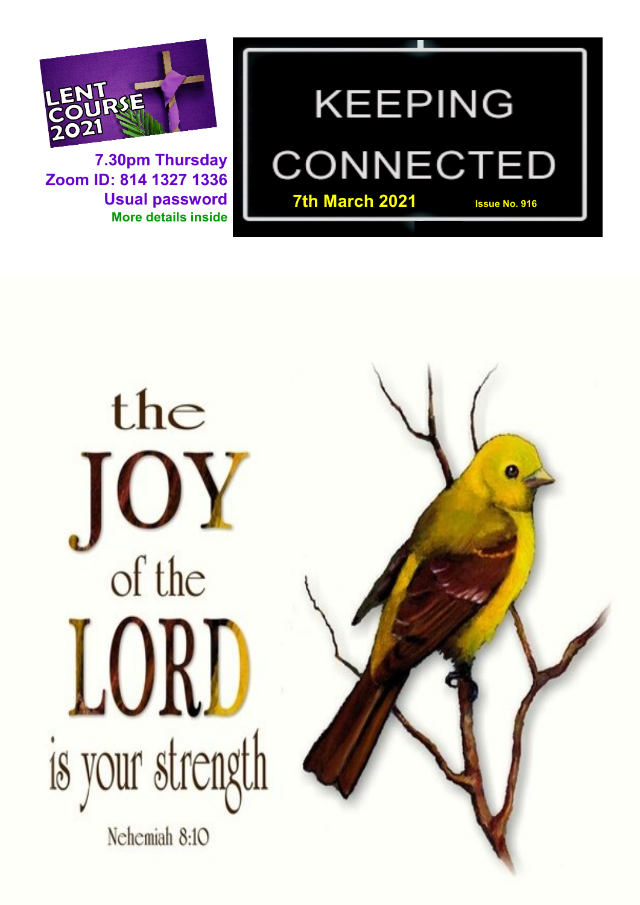# KEEPING CONNECTED

**7th March 2021** **Issue No. 916**

LENT COURSE 2021

**7.30pm Thursday**
**Zoom ID: 814 1327 1336**
**Usual password**
**More details inside**

the JOY of the LORD is your strength

Nehemiah 8:10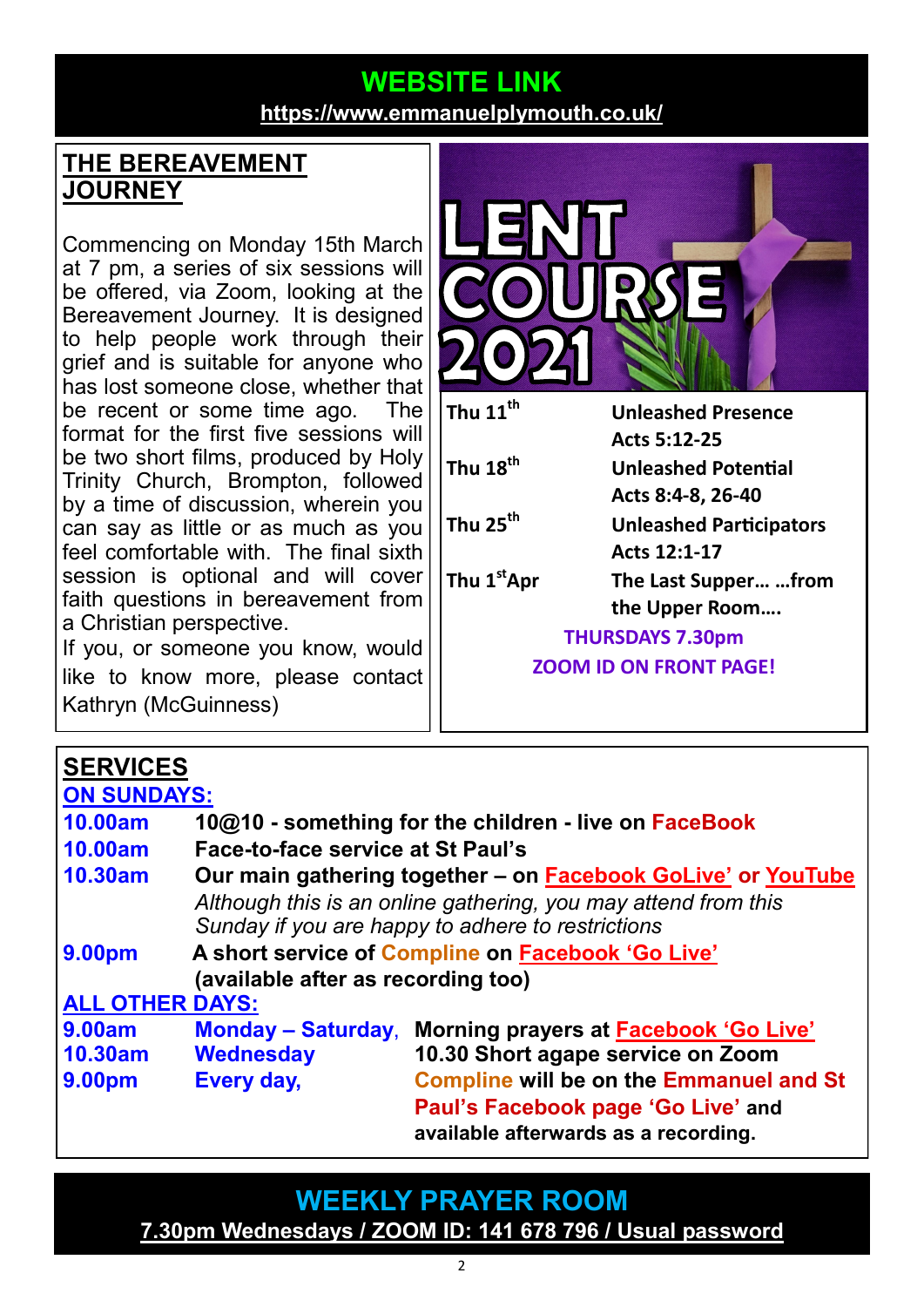## WEBSITE LINK

**https://www.emmanuelplymouth.co.uk/**

## THE BEREAVEMENT JOURNEY

Commencing on Monday 15th March at 7 pm, a series of six sessions will be offered, via Zoom, looking at the Bereavement Journey. It is designed to help people work through their grief and is suitable for anyone who has lost someone close, whether that be recent or some time ago. The format for the first five sessions will be two short films, produced by Holy Trinity Church, Brompton, followed by a time of discussion, wherein you can say as little or as much as you feel comfortable with. The final sixth session is optional and will cover faith questions in bereavement from a Christian perspective.

If you, or someone you know, would like to know more, please contact Kathryn (McGuinness)

## LENT COURSE 2021

| | |
|---|---|
| **Thu 11th** | **Unleashed Presence**<br>**Acts 5:12-25** |
| **Thu 18th** | **Unleashed Potential**<br>**Acts 8:4-8, 26-40** |
| **Thu 25th** | **Unleashed Participators**<br>**Acts 12:1-17** |
| **Thu 1st Apr** | **The Last Supper… …from the Upper Room….** |

**THURSDAYS 7.30pm**

**ZOOM ID ON FRONT PAGE!**

## SERVICES

**ON SUNDAYS:**

| | |
|---|---|
| **10.00am** | **10@10 - something for the children - live on FaceBook** |
| **10.00am** | **Face-to-face service at St Paul's** |
| **10.30am** | **Our main gathering together – on Facebook GoLive' or YouTube**<br>*Although this is an online gathering, you may attend from this Sunday if you are happy to adhere to restrictions* |
| **9.00pm** | **A short service of Compline on Facebook 'Go Live' (available after as recording too)** |

**ALL OTHER DAYS:**

| | | |
|---|---|---|
| **9.00am** | **Monday – Saturday**, | **Morning prayers at Facebook 'Go Live'** |
| **10.30am** | **Wednesday** | **10.30 Short agape service on Zoom** |
| **9.00pm** | **Every day,** | **Compline will be on the Emmanuel and St Paul's Facebook page 'Go Live' and available afterwards as a recording.** |

## WEEKLY PRAYER ROOM

**7.30pm Wednesdays / ZOOM ID: 141 678 796 / Usual password**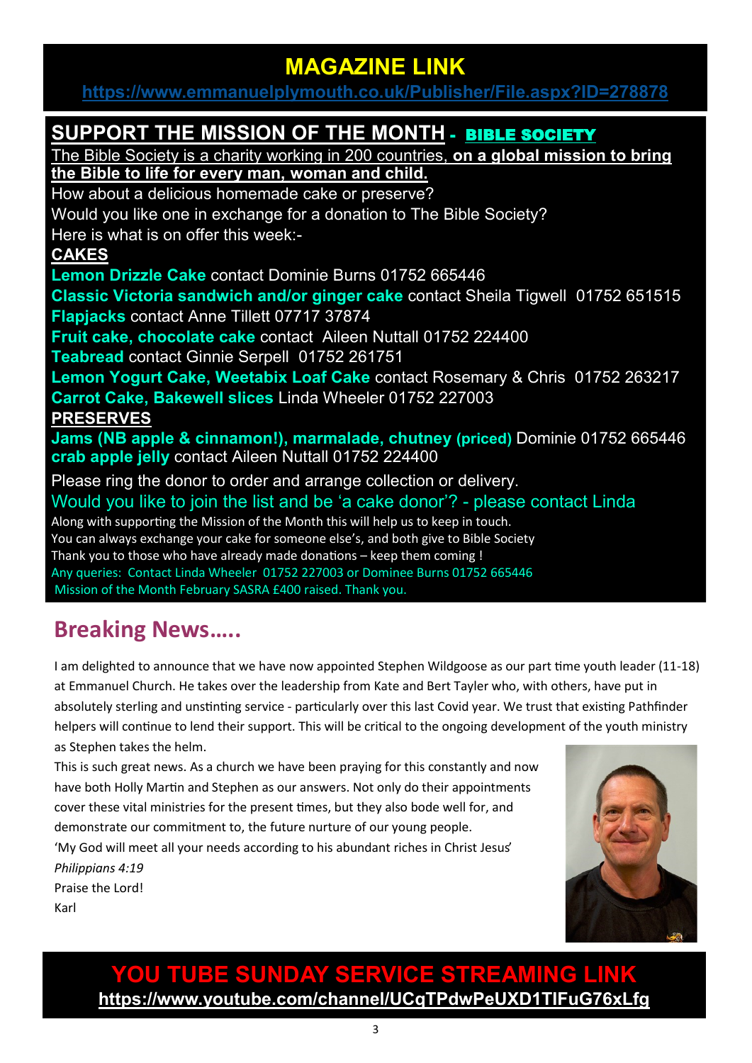## MAGAZINE LINK

https://www.emmanuelplymouth.co.uk/Publisher/File.aspx?ID=278878

## SUPPORT THE MISSION OF THE MONTH - BIBLE SOCIETY

The Bible Society is a charity working in 200 countries, **on a global mission to bring the Bible to life for every man, woman and child.**

How about a delicious homemade cake or preserve?
Would you like one in exchange for a donation to The Bible Society?
Here is what is on offer this week:-

**CAKES**

**Lemon Drizzle Cake** contact Dominie Burns 01752 665446
**Classic Victoria sandwich and/or ginger cake** contact Sheila Tigwell 01752 651515
**Flapjacks** contact Anne Tillett 07717 37874
**Fruit cake, chocolate cake** contact Aileen Nuttall 01752 224400
**Teabread** contact Ginnie Serpell 01752 261751
**Lemon Yogurt Cake, Weetabix Loaf Cake** contact Rosemary & Chris 01752 263217
**Carrot Cake, Bakewell slices** Linda Wheeler 01752 227003

**PRESERVES**

**Jams (NB apple & cinnamon!), marmalade, chutney (priced)** Dominie 01752 665446
**crab apple jelly** contact Aileen Nuttall 01752 224400

Please ring the donor to order and arrange collection or delivery.

Would you like to join the list and be 'a cake donor'? - please contact Linda

Along with supporting the Mission of the Month this will help us to keep in touch.
You can always exchange your cake for someone else's, and both give to Bible Society
Thank you to those who have already made donations – keep them coming !
Any queries: Contact Linda Wheeler 01752 227003 or Dominee Burns 01752 665446
Mission of the Month February SASRA £400 raised. Thank you.

## Breaking News.....

I am delighted to announce that we have now appointed Stephen Wildgoose as our part time youth leader (11-18) at Emmanuel Church. He takes over the leadership from Kate and Bert Tayler who, with others, have put in absolutely sterling and unstinting service - particularly over this last Covid year. We trust that existing Pathfinder helpers will continue to lend their support. This will be critical to the ongoing development of the youth ministry as Stephen takes the helm.

This is such great news. As a church we have been praying for this constantly and now have both Holly Martin and Stephen as our answers. Not only do their appointments cover these vital ministries for the present times, but they also bode well for, and demonstrate our commitment to, the future nurture of our young people.

'My God will meet all your needs according to his abundant riches in Christ Jesus'
*Philippians 4:19*

Praise the Lord!

Karl

## YOU TUBE SUNDAY SERVICE STREAMING LINK

https://www.youtube.com/channel/UCqTPdwPeUXD1TlFuG76xLfg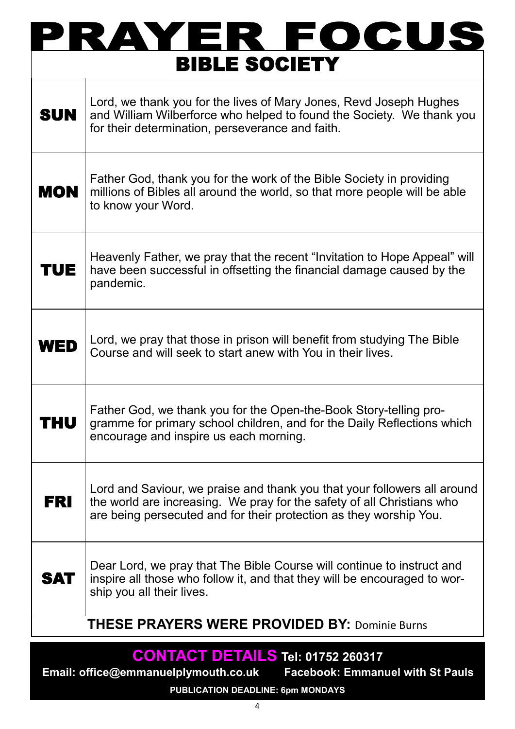# PRAYER FOCUS

## BIBLE SOCIETY

| | |
|---|---|
| **SUN** | Lord, we thank you for the lives of Mary Jones, Revd Joseph Hughes and William Wilberforce who helped to found the Society. We thank you for their determination, perseverance and faith. |
| **MON** | Father God, thank you for the work of the Bible Society in providing millions of Bibles all around the world, so that more people will be able to know your Word. |
| **TUE** | Heavenly Father, we pray that the recent "Invitation to Hope Appeal" will have been successful in offsetting the financial damage caused by the pandemic. |
| **WED** | Lord, we pray that those in prison will benefit from studying The Bible Course and will seek to start anew with You in their lives. |
| **THU** | Father God, we thank you for the Open-the-Book Story-telling programme for primary school children, and for the Daily Reflections which encourage and inspire us each morning. |
| **FRI** | Lord and Saviour, we praise and thank you that your followers all around the world are increasing. We pray for the safety of all Christians who are being persecuted and for their protection as they worship You. |
| **SAT** | Dear Lord, we pray that The Bible Course will continue to instruct and inspire all those who follow it, and that they will be encouraged to worship you all their lives. |

**THESE PRAYERS WERE PROVIDED BY:** Dominie Burns

**CONTACT DETAILS Tel: 01752 260317**

**Email: office@emmanuelplymouth.co.uk** **Facebook: Emmanuel with St Pauls**

**PUBLICATION DEADLINE: 6pm MONDAYS**